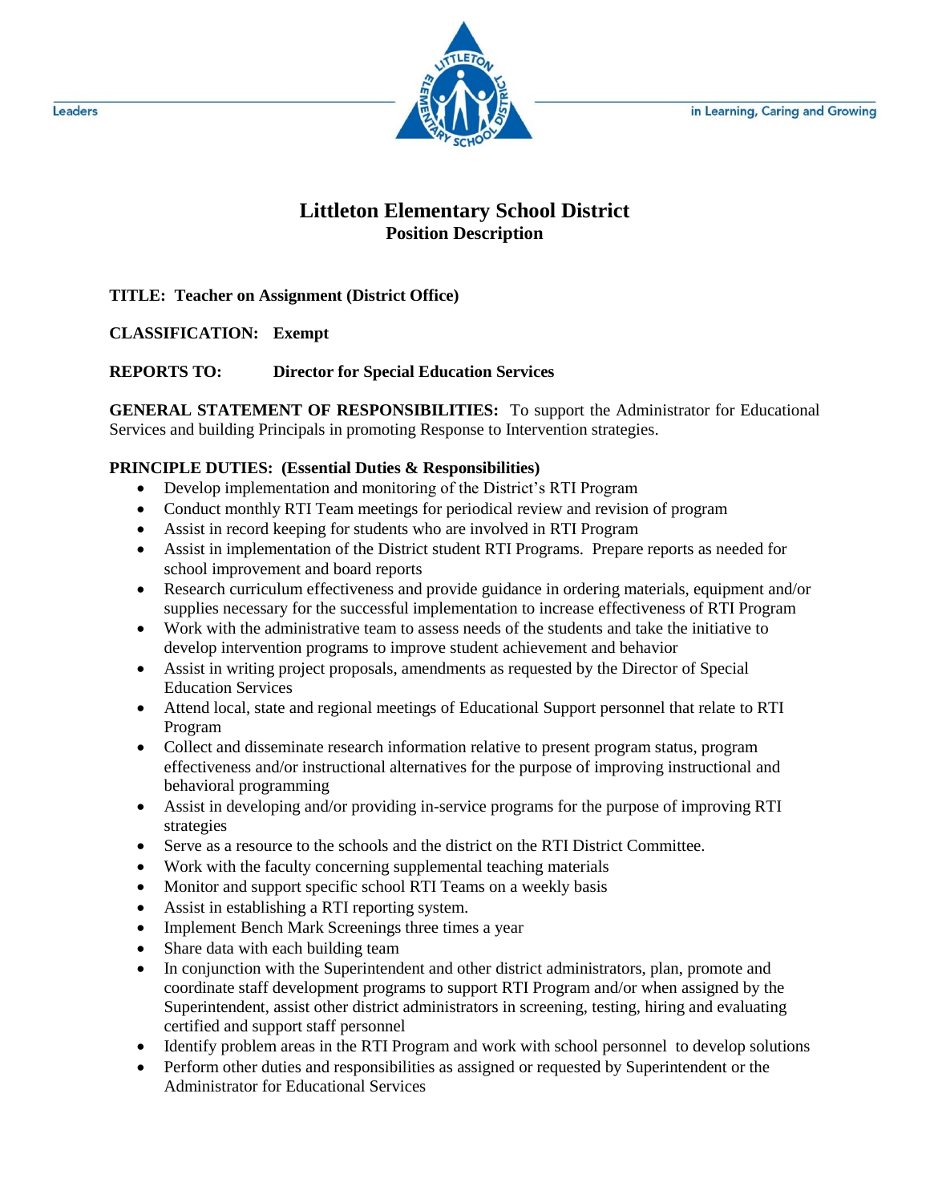Leaders in Learning, Caring and Growing

# Littleton Elementary School District
## Position Description

**TITLE: Teacher on Assignment (District Office)**

**CLASSIFICATION: Exempt**

**REPORTS TO: Director for Special Education Services**

**GENERAL STATEMENT OF RESPONSIBILITIES:** To support the Administrator for Educational Services and building Principals in promoting Response to Intervention strategies.

**PRINCIPLE DUTIES: (Essential Duties & Responsibilities)**

- Develop implementation and monitoring of the District's RTI Program
- Conduct monthly RTI Team meetings for periodical review and revision of program
- Assist in record keeping for students who are involved in RTI Program
- Assist in implementation of the District student RTI Programs. Prepare reports as needed for school improvement and board reports
- Research curriculum effectiveness and provide guidance in ordering materials, equipment and/or supplies necessary for the successful implementation to increase effectiveness of RTI Program
- Work with the administrative team to assess needs of the students and take the initiative to develop intervention programs to improve student achievement and behavior
- Assist in writing project proposals, amendments as requested by the Director of Special Education Services
- Attend local, state and regional meetings of Educational Support personnel that relate to RTI Program
- Collect and disseminate research information relative to present program status, program effectiveness and/or instructional alternatives for the purpose of improving instructional and behavioral programming
- Assist in developing and/or providing in-service programs for the purpose of improving RTI strategies
- Serve as a resource to the schools and the district on the RTI District Committee.
- Work with the faculty concerning supplemental teaching materials
- Monitor and support specific school RTI Teams on a weekly basis
- Assist in establishing a RTI reporting system.
- Implement Bench Mark Screenings three times a year
- Share data with each building team
- In conjunction with the Superintendent and other district administrators, plan, promote and coordinate staff development programs to support RTI Program and/or when assigned by the Superintendent, assist other district administrators in screening, testing, hiring and evaluating certified and support staff personnel
- Identify problem areas in the RTI Program and work with school personnel to develop solutions
- Perform other duties and responsibilities as assigned or requested by Superintendent or the Administrator for Educational Services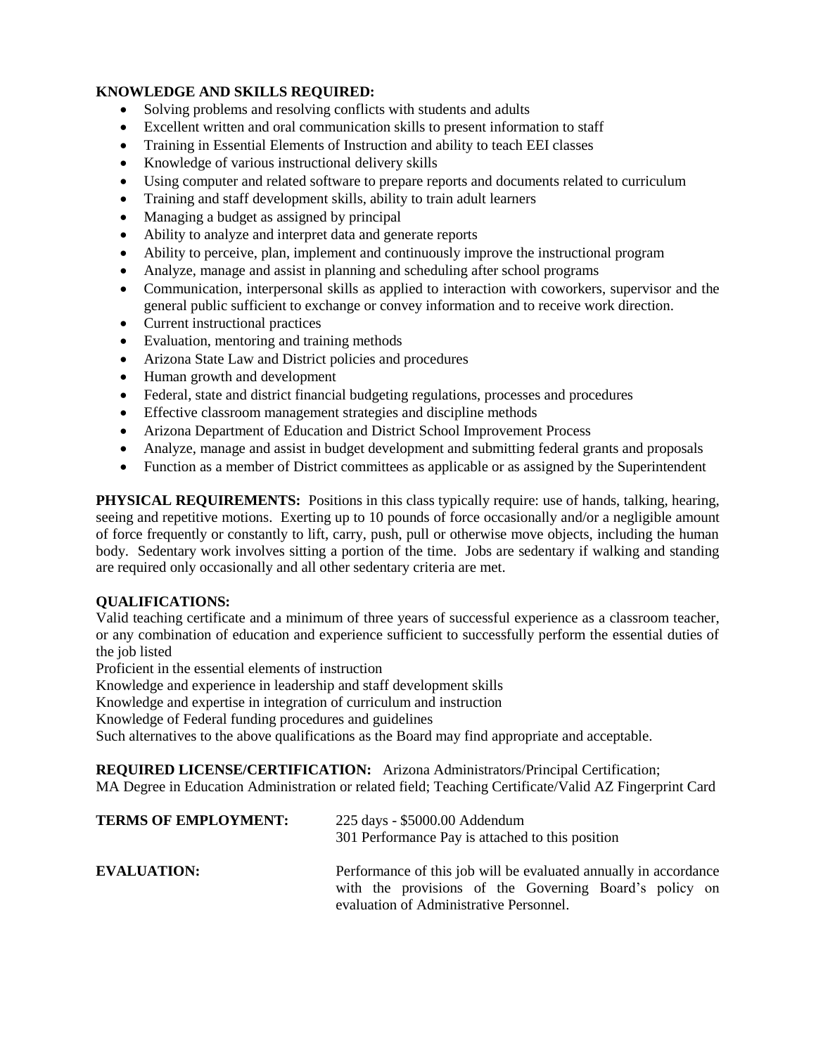**KNOWLEDGE AND SKILLS REQUIRED:**

- Solving problems and resolving conflicts with students and adults
- Excellent written and oral communication skills to present information to staff
- Training in Essential Elements of Instruction and ability to teach EEI classes
- Knowledge of various instructional delivery skills
- Using computer and related software to prepare reports and documents related to curriculum
- Training and staff development skills, ability to train adult learners
- Managing a budget as assigned by principal
- Ability to analyze and interpret data and generate reports
- Ability to perceive, plan, implement and continuously improve the instructional program
- Analyze, manage and assist in planning and scheduling after school programs
- Communication, interpersonal skills as applied to interaction with coworkers, supervisor and the general public sufficient to exchange or convey information and to receive work direction.
- Current instructional practices
- Evaluation, mentoring and training methods
- Arizona State Law and District policies and procedures
- Human growth and development
- Federal, state and district financial budgeting regulations, processes and procedures
- Effective classroom management strategies and discipline methods
- Arizona Department of Education and District School Improvement Process
- Analyze, manage and assist in budget development and submitting federal grants and proposals
- Function as a member of District committees as applicable or as assigned by the Superintendent

**PHYSICAL REQUIREMENTS:** Positions in this class typically require: use of hands, talking, hearing, seeing and repetitive motions. Exerting up to 10 pounds of force occasionally and/or a negligible amount of force frequently or constantly to lift, carry, push, pull or otherwise move objects, including the human body. Sedentary work involves sitting a portion of the time. Jobs are sedentary if walking and standing are required only occasionally and all other sedentary criteria are met.

**QUALIFICATIONS:**

Valid teaching certificate and a minimum of three years of successful experience as a classroom teacher, or any combination of education and experience sufficient to successfully perform the essential duties of the job listed

Proficient in the essential elements of instruction

Knowledge and experience in leadership and staff development skills

Knowledge and expertise in integration of curriculum and instruction

Knowledge of Federal funding procedures and guidelines

Such alternatives to the above qualifications as the Board may find appropriate and acceptable.

**REQUIRED LICENSE/CERTIFICATION:** Arizona Administrators/Principal Certification; MA Degree in Education Administration or related field; Teaching Certificate/Valid AZ Fingerprint Card

**TERMS OF EMPLOYMENT:** 225 days - $5000.00 Addendum
301 Performance Pay is attached to this position

**EVALUATION:** Performance of this job will be evaluated annually in accordance with the provisions of the Governing Board's policy on evaluation of Administrative Personnel.